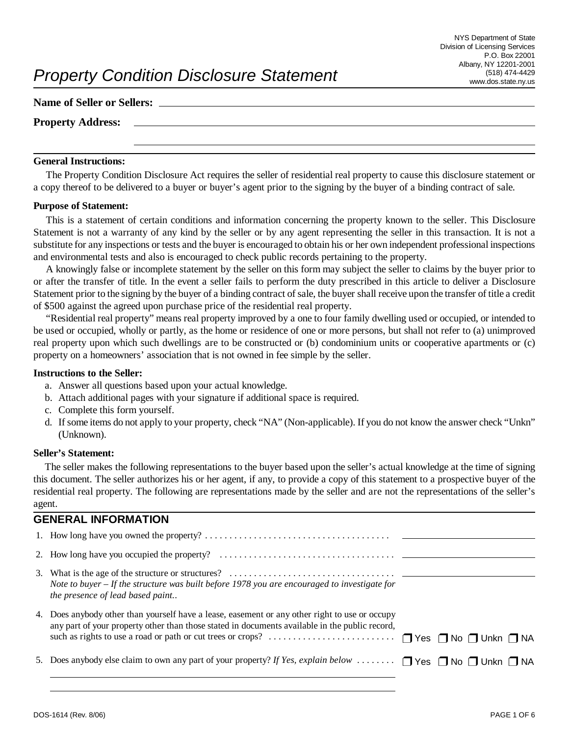NYS Department of State
Division of Licensing Services
P.O. Box 22001
Albany, NY 12201-2001
(518) 474-4429
www.dos.state.ny.us

# Property Condition Disclosure Statement

**Name of Seller or Sellers:** ______________________________

**Property Address:** ______________________________

______________________________

**General Instructions:**

The Property Condition Disclosure Act requires the seller of residential real property to cause this disclosure statement or a copy thereof to be delivered to a buyer or buyer's agent prior to the signing by the buyer of a binding contract of sale.

**Purpose of Statement:**

This is a statement of certain conditions and information concerning the property known to the seller. This Disclosure Statement is not a warranty of any kind by the seller or by any agent representing the seller in this transaction. It is not a substitute for any inspections or tests and the buyer is encouraged to obtain his or her own independent professional inspections and environmental tests and also is encouraged to check public records pertaining to the property.

A knowingly false or incomplete statement by the seller on this form may subject the seller to claims by the buyer prior to or after the transfer of title. In the event a seller fails to perform the duty prescribed in this article to deliver a Disclosure Statement prior to the signing by the buyer of a binding contract of sale, the buyer shall receive upon the transfer of title a credit of $500 against the agreed upon purchase price of the residential real property.

"Residential real property" means real property improved by a one to four family dwelling used or occupied, or intended to be used or occupied, wholly or partly, as the home or residence of one or more persons, but shall not refer to (a) unimproved real property upon which such dwellings are to be constructed or (b) condominium units or cooperative apartments or (c) property on a homeowners' association that is not owned in fee simple by the seller.

**Instructions to the Seller:**

a. Answer all questions based upon your actual knowledge.
b. Attach additional pages with your signature if additional space is required.
c. Complete this form yourself.
d. If some items do not apply to your property, check "NA" (Non-applicable). If you do not know the answer check "Unkn" (Unknown).

**Seller's Statement:**

The seller makes the following representations to the buyer based upon the seller's actual knowledge at the time of signing this document. The seller authorizes his or her agent, if any, to provide a copy of this statement to a prospective buyer of the residential real property. The following are representations made by the seller and are not the representations of the seller's agent.

## GENERAL INFORMATION

1. How long have you owned the property? . . . . . . . . . . . . . . . . . . . . . . . . . . . . . . . . . . . . . ______________

2. How long have you occupied the property? . . . . . . . . . . . . . . . . . . . . . . . . . . . . . . . . . . . ______________

3. What is the age of the structure or structures? . . . . . . . . . . . . . . . . . . . . . . . . . . . . . . . . ______________
   *Note to buyer – If the structure was built before 1978 you are encouraged to investigate for the presence of lead based paint..*

4. Does anybody other than yourself have a lease, easement or any other right to use or occupy any part of your property other than those stated in documents available in the public record, such as rights to use a road or path or cut trees or crops? . . . . . . . . . . . . . . . . . . . . . . . . . ❒ Yes ❒ No ❒ Unkn ❒ NA

5. Does anybody else claim to own any part of your property? *If Yes, explain below* . . . . . . . . ❒ Yes ❒ No ❒ Unkn ❒ NA

   ______________________________

   ______________________________

DOS-1614 (Rev. 8/06)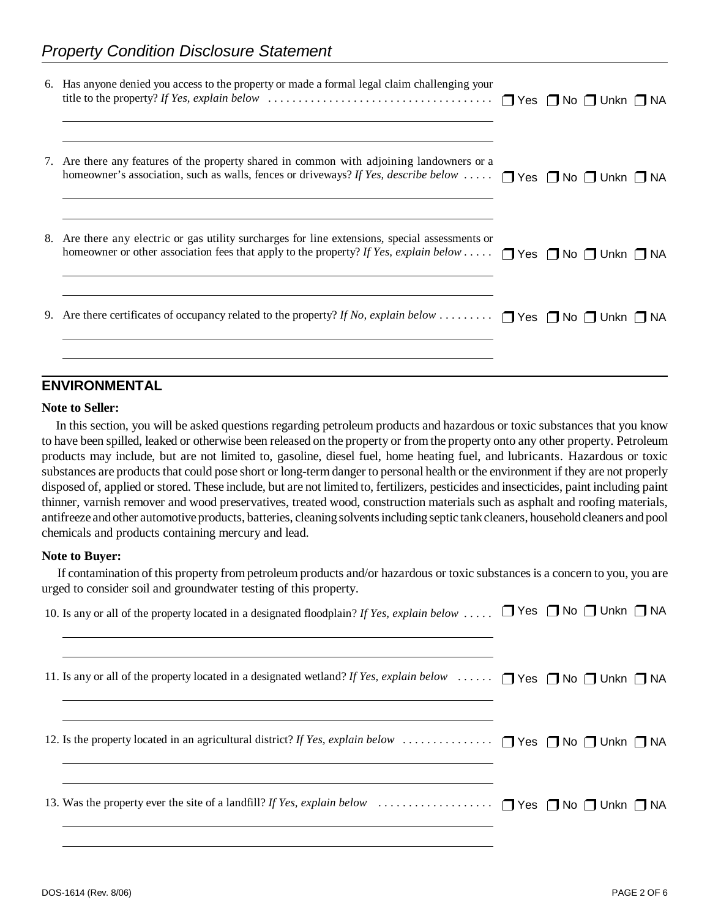## Property Condition Disclosure Statement

6. Has anyone denied you access to the property or made a formal legal claim challenging your title to the property? *If Yes, explain below* ❒ Yes ❒ No ❒ Unkn ❒ NA

7. Are there any features of the property shared in common with adjoining landowners or a homeowner's association, such as walls, fences or driveways? *If Yes, describe below* ❒ Yes ❒ No ❒ Unkn ❒ NA

8. Are there any electric or gas utility surcharges for line extensions, special assessments or homeowner or other association fees that apply to the property? *If Yes, explain below* ❒ Yes ❒ No ❒ Unkn ❒ NA

9. Are there certificates of occupancy related to the property? *If No, explain below* ❒ Yes ❒ No ❒ Unkn ❒ NA

## ENVIRONMENTAL

**Note to Seller:**

In this section, you will be asked questions regarding petroleum products and hazardous or toxic substances that you know to have been spilled, leaked or otherwise been released on the property or from the property onto any other property. Petroleum products may include, but are not limited to, gasoline, diesel fuel, home heating fuel, and lubricants. Hazardous or toxic substances are products that could pose short or long-term danger to personal health or the environment if they are not properly disposed of, applied or stored. These include, but are not limited to, fertilizers, pesticides and insecticides, paint including paint thinner, varnish remover and wood preservatives, treated wood, construction materials such as asphalt and roofing materials, antifreeze and other automotive products, batteries, cleaning solvents including septic tank cleaners, household cleaners and pool chemicals and products containing mercury and lead.

**Note to Buyer:**

If contamination of this property from petroleum products and/or hazardous or toxic substances is a concern to you, you are urged to consider soil and groundwater testing of this property.

10. Is any or all of the property located in a designated floodplain? *If Yes, explain below* ❒ Yes ❒ No ❒ Unkn ❒ NA

11. Is any or all of the property located in a designated wetland? *If Yes, explain below* ❒ Yes ❒ No ❒ Unkn ❒ NA

12. Is the property located in an agricultural district? *If Yes, explain below* ❒ Yes ❒ No ❒ Unkn ❒ NA

13. Was the property ever the site of a landfill? *If Yes, explain below* ❒ Yes ❒ No ❒ Unkn ❒ NA

DOS-1614 (Rev. 8/06)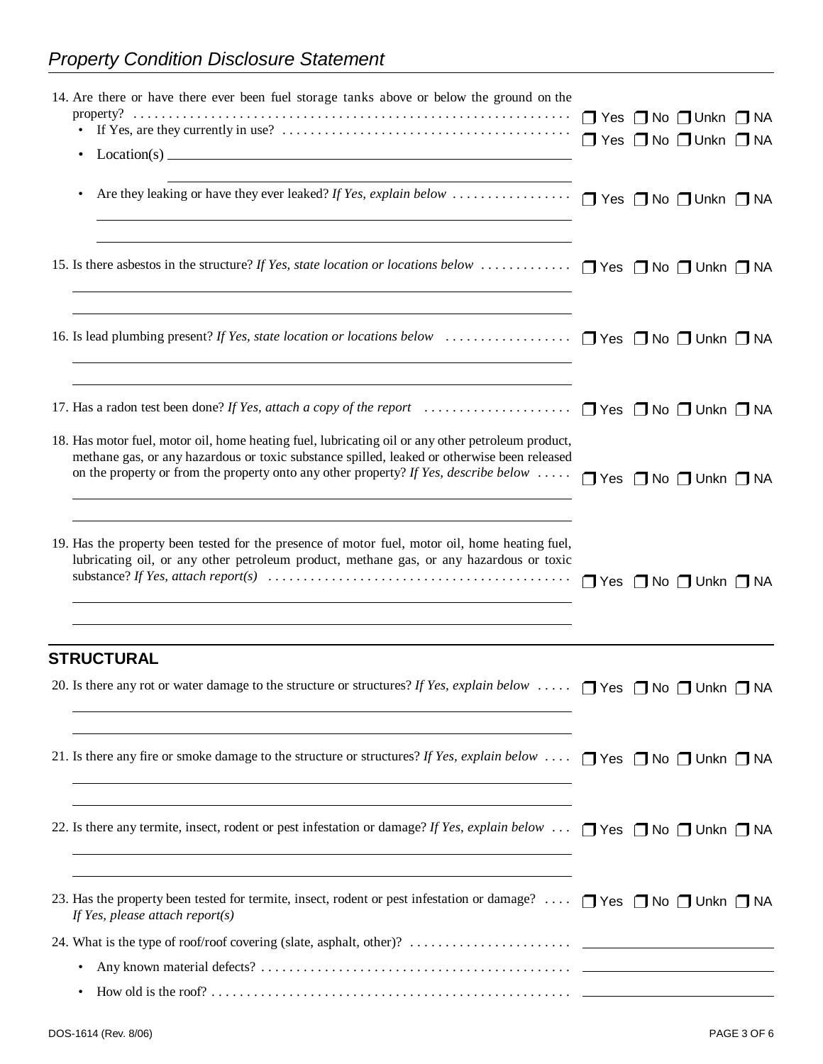## Property Condition Disclosure Statement

14. Are there or have there ever been fuel storage tanks above or below the ground on the property? ❒ Yes ❒ No ❒ Unkn ❒ NA
   - If Yes, are they currently in use? ❒ Yes ❒ No ❒ Unkn ❒ NA
   - Location(s) ______________________________
   - Are they leaking or have they ever leaked? *If Yes, explain below* ❒ Yes ❒ No ❒ Unkn ❒ NA

15. Is there asbestos in the structure? *If Yes, state location or locations below* ❒ Yes ❒ No ❒ Unkn ❒ NA

16. Is lead plumbing present? *If Yes, state location or locations below* ❒ Yes ❒ No ❒ Unkn ❒ NA

17. Has a radon test been done? *If Yes, attach a copy of the report* ❒ Yes ❒ No ❒ Unkn ❒ NA

18. Has motor fuel, motor oil, home heating fuel, lubricating oil or any other petroleum product, methane gas, or any hazardous or toxic substance spilled, leaked or otherwise been released on the property or from the property onto any other property? *If Yes, describe below* ❒ Yes ❒ No ❒ Unkn ❒ NA

19. Has the property been tested for the presence of motor fuel, motor oil, home heating fuel, lubricating oil, or any other petroleum product, methane gas, or any hazardous or toxic substance? *If Yes, attach report(s)* ❒ Yes ❒ No ❒ Unkn ❒ NA

## STRUCTURAL

20. Is there any rot or water damage to the structure or structures? *If Yes, explain below* ❒ Yes ❒ No ❒ Unkn ❒ NA

21. Is there any fire or smoke damage to the structure or structures? *If Yes, explain below* ❒ Yes ❒ No ❒ Unkn ❒ NA

22. Is there any termite, insect, rodent or pest infestation or damage? *If Yes, explain below* ❒ Yes ❒ No ❒ Unkn ❒ NA

23. Has the property been tested for termite, insect, rodent or pest infestation or damage? ❒ Yes ❒ No ❒ Unkn ❒ NA
   *If Yes, please attach report(s)*

24. What is the type of roof/roof covering (slate, asphalt, other)? ______________________________
   - Any known material defects? ______________________________
   - How old is the roof? ______________________________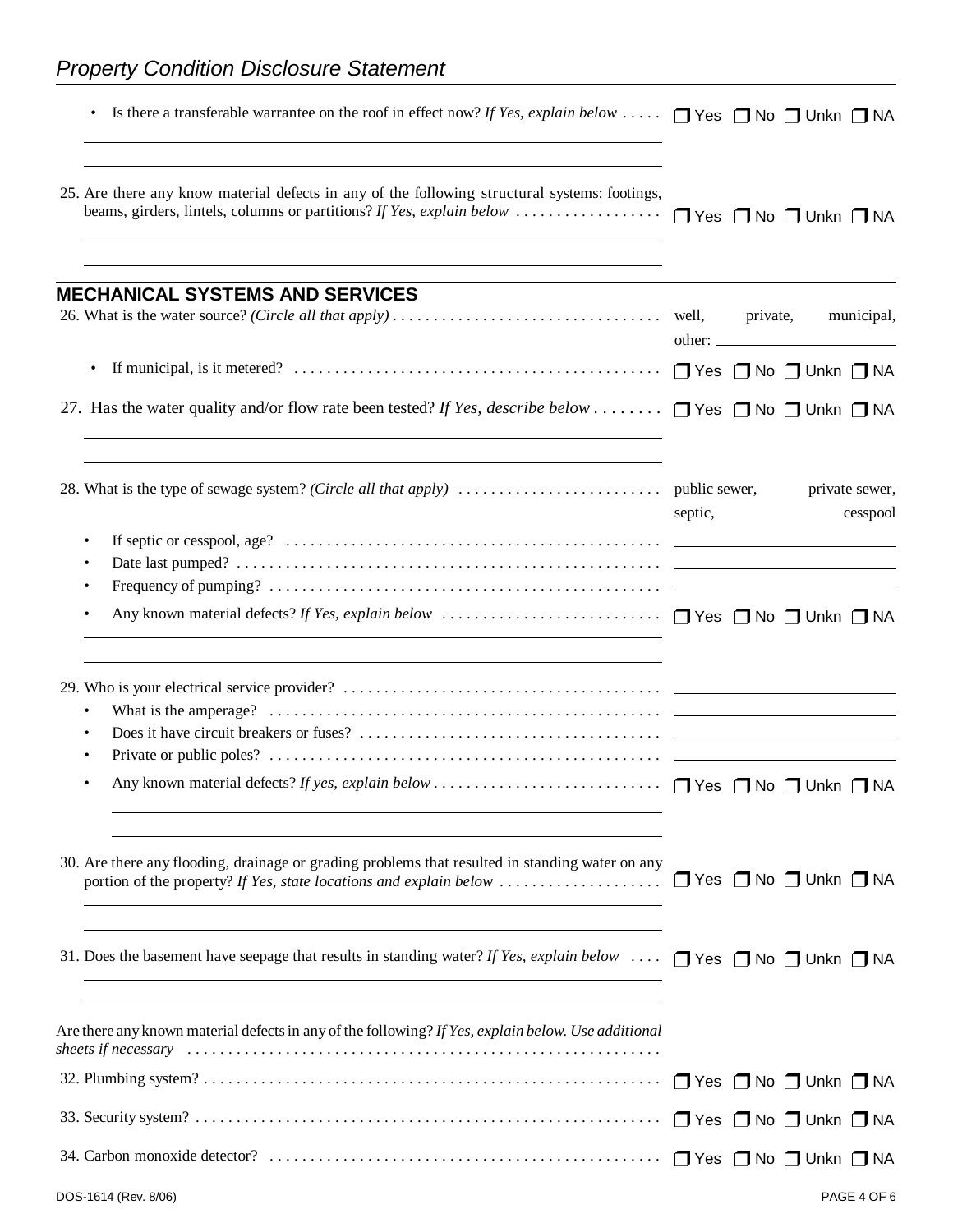- Is there a transferable warrantee on the roof in effect now? *If Yes, explain below* ☐ Yes ☐ No ☐ Unkn ☐ NA

______________________________________________

______________________________________________

25. Are there any know material defects in any of the following structural systems: footings, beams, girders, lintels, columns or partitions? *If Yes, explain below* ☐ Yes ☐ No ☐ Unkn ☐ NA

______________________________________________

______________________________________________

## MECHANICAL SYSTEMS AND SERVICES

26. What is the water source? *(Circle all that apply)* well, private, municipal, other: ____________

- If municipal, is it metered? ☐ Yes ☐ No ☐ Unkn ☐ NA

27. Has the water quality and/or flow rate been tested? *If Yes, describe below* ☐ Yes ☐ No ☐ Unkn ☐ NA

______________________________________________

______________________________________________

28. What is the type of sewage system? *(Circle all that apply)* public sewer, private sewer, septic, cesspool

- If septic or cesspool, age? ____________
- Date last pumped? ____________
- Frequency of pumping? ____________
- Any known material defects? *If Yes, explain below* ☐ Yes ☐ No ☐ Unkn ☐ NA

______________________________________________

______________________________________________

29. Who is your electrical service provider? ____________

- What is the amperage? ____________
- Does it have circuit breakers or fuses? ____________
- Private or public poles? ____________
- Any known material defects? *If yes, explain below* ☐ Yes ☐ No ☐ Unkn ☐ NA

______________________________________________

______________________________________________

30. Are there any flooding, drainage or grading problems that resulted in standing water on any portion of the property? *If Yes, state locations and explain below* ☐ Yes ☐ No ☐ Unkn ☐ NA

______________________________________________

______________________________________________

31. Does the basement have seepage that results in standing water? *If Yes, explain below* ☐ Yes ☐ No ☐ Unkn ☐ NA

______________________________________________

______________________________________________

Are there any known material defects in any of the following? *If Yes, explain below. Use additional sheets if necessary*

32. Plumbing system? ☐ Yes ☐ No ☐ Unkn ☐ NA

33. Security system? ☐ Yes ☐ No ☐ Unkn ☐ NA

34. Carbon monoxide detector? ☐ Yes ☐ No ☐ Unkn ☐ NA

DOS-1614 (Rev. 8/06)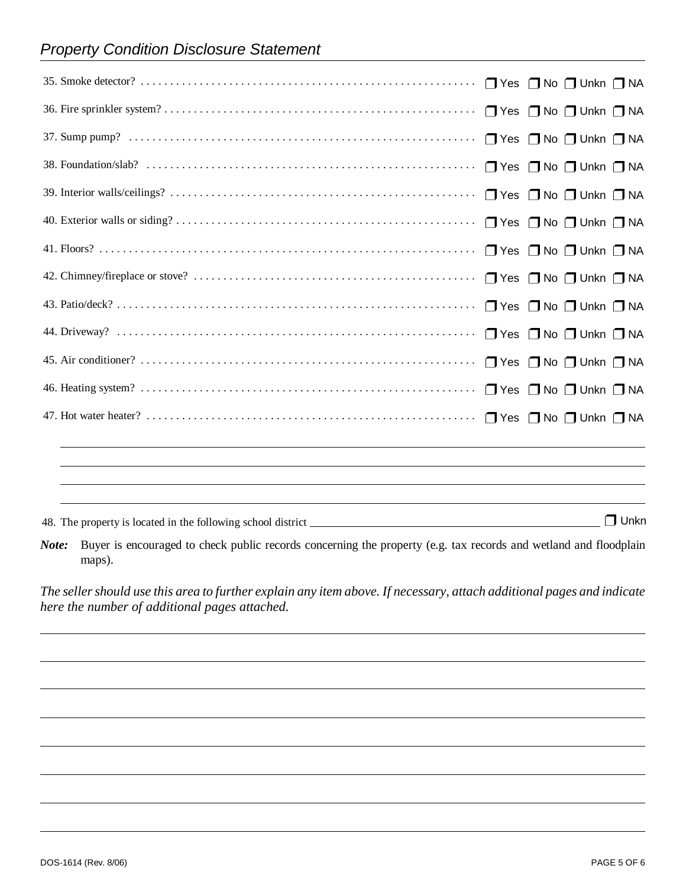35. Smoke detector? ❒ Yes ❒ No ❒ Unkn ❒ NA

36. Fire sprinkler system? ❒ Yes ❒ No ❒ Unkn ❒ NA

37. Sump pump? ❒ Yes ❒ No ❒ Unkn ❒ NA

38. Foundation/slab? ❒ Yes ❒ No ❒ Unkn ❒ NA

39. Interior walls/ceilings? ❒ Yes ❒ No ❒ Unkn ❒ NA

40. Exterior walls or siding? ❒ Yes ❒ No ❒ Unkn ❒ NA

41. Floors? ❒ Yes ❒ No ❒ Unkn ❒ NA

42. Chimney/fireplace or stove? ❒ Yes ❒ No ❒ Unkn ❒ NA

43. Patio/deck? ❒ Yes ❒ No ❒ Unkn ❒ NA

44. Driveway? ❒ Yes ❒ No ❒ Unkn ❒ NA

45. Air conditioner? ❒ Yes ❒ No ❒ Unkn ❒ NA

46. Heating system? ❒ Yes ❒ No ❒ Unkn ❒ NA

47. Hot water heater? ❒ Yes ❒ No ❒ Unkn ❒ NA

\_\_\_\_\_\_\_\_\_\_\_\_\_\_\_\_\_\_\_\_\_\_\_\_\_\_\_\_\_\_\_\_\_\_\_\_\_\_\_\_

\_\_\_\_\_\_\_\_\_\_\_\_\_\_\_\_\_\_\_\_\_\_\_\_\_\_\_\_\_\_\_\_\_\_\_\_\_\_\_\_

\_\_\_\_\_\_\_\_\_\_\_\_\_\_\_\_\_\_\_\_\_\_\_\_\_\_\_\_\_\_\_\_\_\_\_\_\_\_\_\_

\_\_\_\_\_\_\_\_\_\_\_\_\_\_\_\_\_\_\_\_\_\_\_\_\_\_\_\_\_\_\_\_\_\_\_\_\_\_\_\_

48. The property is located in the following school district \_\_\_\_\_\_\_\_\_\_\_\_\_\_\_\_\_\_\_\_\_\_\_\_\_\_\_\_ ❒ Unkn

***Note:*** Buyer is encouraged to check public records concerning the property (e.g. tax records and wetland and floodplain maps).

*The seller should use this area to further explain any item above. If necessary, attach additional pages and indicate here the number of additional pages attached.*

\_\_\_\_\_\_\_\_\_\_\_\_\_\_\_\_\_\_\_\_\_\_\_\_\_\_\_\_\_\_\_\_\_\_\_\_\_\_\_\_

\_\_\_\_\_\_\_\_\_\_\_\_\_\_\_\_\_\_\_\_\_\_\_\_\_\_\_\_\_\_\_\_\_\_\_\_\_\_\_\_

\_\_\_\_\_\_\_\_\_\_\_\_\_\_\_\_\_\_\_\_\_\_\_\_\_\_\_\_\_\_\_\_\_\_\_\_\_\_\_\_

\_\_\_\_\_\_\_\_\_\_\_\_\_\_\_\_\_\_\_\_\_\_\_\_\_\_\_\_\_\_\_\_\_\_\_\_\_\_\_\_

\_\_\_\_\_\_\_\_\_\_\_\_\_\_\_\_\_\_\_\_\_\_\_\_\_\_\_\_\_\_\_\_\_\_\_\_\_\_\_\_

\_\_\_\_\_\_\_\_\_\_\_\_\_\_\_\_\_\_\_\_\_\_\_\_\_\_\_\_\_\_\_\_\_\_\_\_\_\_\_\_

\_\_\_\_\_\_\_\_\_\_\_\_\_\_\_\_\_\_\_\_\_\_\_\_\_\_\_\_\_\_\_\_\_\_\_\_\_\_\_\_

\_\_\_\_\_\_\_\_\_\_\_\_\_\_\_\_\_\_\_\_\_\_\_\_\_\_\_\_\_\_\_\_\_\_\_\_\_\_\_\_

DOS-1614 (Rev. 8/06)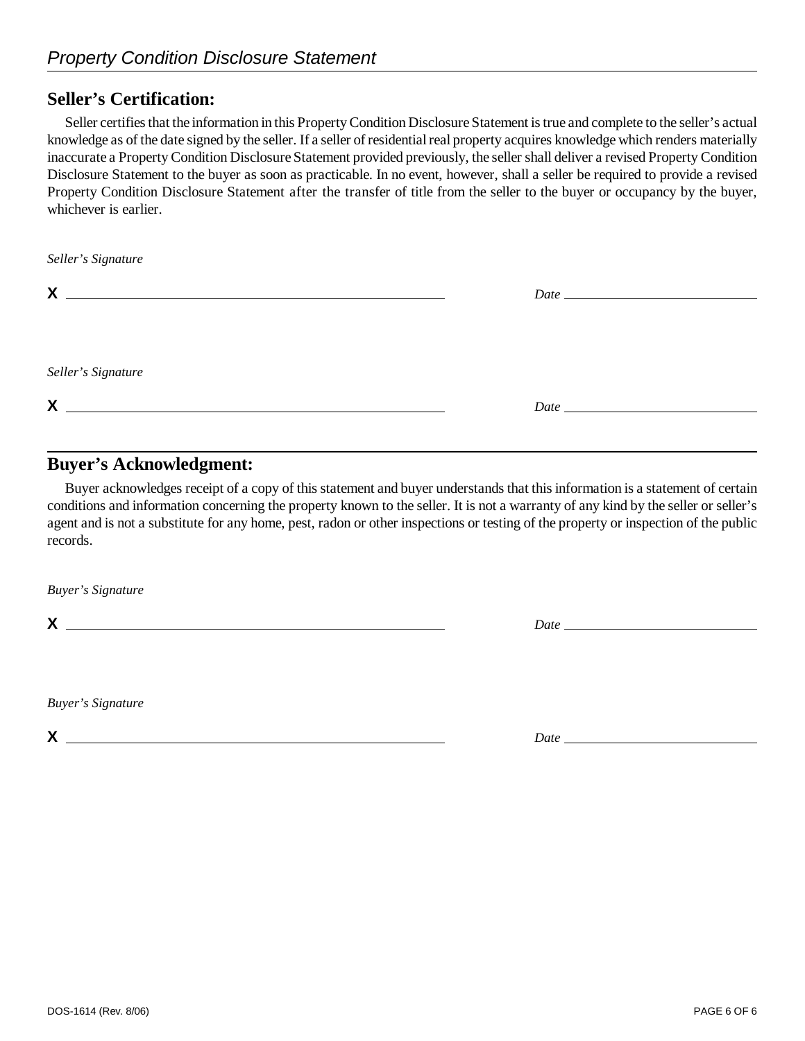## Seller's Certification:

Seller certifies that the information in this Property Condition Disclosure Statement is true and complete to the seller's actual knowledge as of the date signed by the seller. If a seller of residential real property acquires knowledge which renders materially inaccurate a Property Condition Disclosure Statement provided previously, the seller shall deliver a revised Property Condition Disclosure Statement to the buyer as soon as practicable. In no event, however, shall a seller be required to provide a revised Property Condition Disclosure Statement after the transfer of title from the seller to the buyer or occupancy by the buyer, whichever is earlier.

*Seller's Signature*

**X** ______________________________ *Date* ______________

*Seller's Signature*

**X** ______________________________ *Date* ______________

## Buyer's Acknowledgment:

Buyer acknowledges receipt of a copy of this statement and buyer understands that this information is a statement of certain conditions and information concerning the property known to the seller. It is not a warranty of any kind by the seller or seller's agent and is not a substitute for any home, pest, radon or other inspections or testing of the property or inspection of the public records.

*Buyer's Signature*

**X** ______________________________ *Date* ______________

*Buyer's Signature*

**X** ______________________________ *Date* ______________

DOS-1614 (Rev. 8/06)